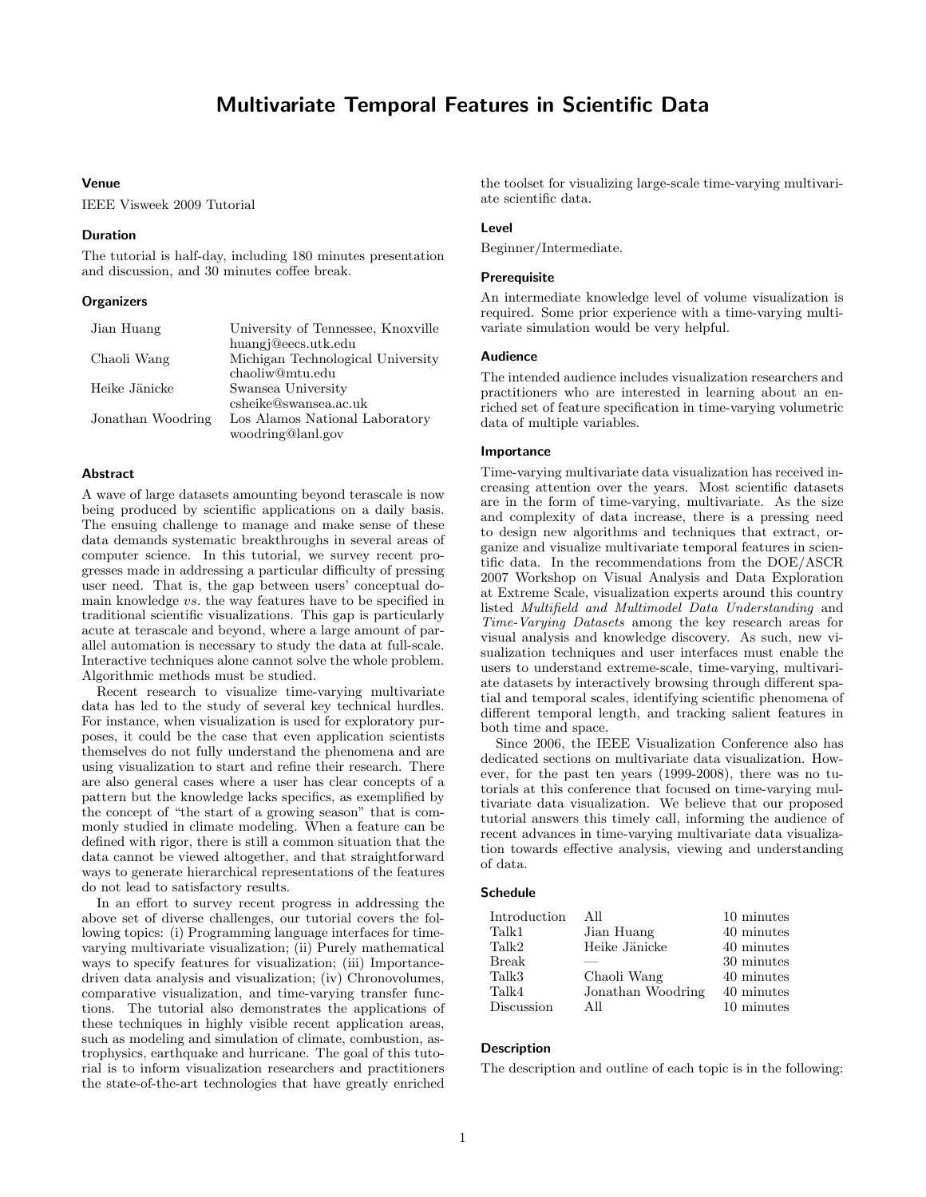# Multivariate Temporal Features in Scientific Data

### Venue

IEEE Visweek 2009 Tutorial

### Duration

The tutorial is half-day, including 180 minutes presentation and discussion, and 30 minutes coffee break.

### Organizers

| | |
|---|---|
| Jian Huang | University of Tennessee, Knoxville<br>huangj@eecs.utk.edu |
| Chaoli Wang | Michigan Technological University<br>chaoliw@mtu.edu |
| Heike Jänicke | Swansea University<br>csheike@swansea.ac.uk |
| Jonathan Woodring | Los Alamos National Laboratory<br>woodring@lanl.gov |

### Abstract

A wave of large datasets amounting beyond terascale is now being produced by scientific applications on a daily basis. The ensuing challenge to manage and make sense of these data demands systematic breakthroughs in several areas of computer science. In this tutorial, we survey recent progresses made in addressing a particular difficulty of pressing user need. That is, the gap between users' conceptual domain knowledge *vs.* the way features have to be specified in traditional scientific visualizations. This gap is particularly acute at terascale and beyond, where a large amount of parallel automation is necessary to study the data at full-scale. Interactive techniques alone cannot solve the whole problem. Algorithmic methods must be studied.

Recent research to visualize time-varying multivariate data has led to the study of several key technical hurdles. For instance, when visualization is used for exploratory purposes, it could be the case that even application scientists themselves do not fully understand the phenomena and are using visualization to start and refine their research. There are also general cases where a user has clear concepts of a pattern but the knowledge lacks specifics, as exemplified by the concept of "the start of a growing season" that is commonly studied in climate modeling. When a feature can be defined with rigor, there is still a common situation that the data cannot be viewed altogether, and that straightforward ways to generate hierarchical representations of the features do not lead to satisfactory results.

In an effort to survey recent progress in addressing the above set of diverse challenges, our tutorial covers the following topics: (i) Programming language interfaces for time-varying multivariate visualization; (ii) Purely mathematical ways to specify features for visualization; (iii) Importance-driven data analysis and visualization; (iv) Chronovolumes, comparative visualization, and time-varying transfer functions. The tutorial also demonstrates the applications of these techniques in highly visible recent application areas, such as modeling and simulation of climate, combustion, astrophysics, earthquake and hurricane. The goal of this tutorial is to inform visualization researchers and practitioners the state-of-the-art technologies that have greatly enriched the toolset for visualizing large-scale time-varying multivariate scientific data.

### Level

Beginner/Intermediate.

### Prerequisite

An intermediate knowledge level of volume visualization is required. Some prior experience with a time-varying multivariate simulation would be very helpful.

### Audience

The intended audience includes visualization researchers and practitioners who are interested in learning about an enriched set of feature specification in time-varying volumetric data of multiple variables.

### Importance

Time-varying multivariate data visualization has received increasing attention over the years. Most scientific datasets are in the form of time-varying, multivariate. As the size and complexity of data increase, there is a pressing need to design new algorithms and techniques that extract, organize and visualize multivariate temporal features in scientific data. In the recommendations from the DOE/ASCR 2007 Workshop on Visual Analysis and Data Exploration at Extreme Scale, visualization experts around this country listed *Multifield and Multimodel Data Understanding* and *Time-Varying Datasets* among the key research areas for visual analysis and knowledge discovery. As such, new visualization techniques and user interfaces must enable the users to understand extreme-scale, time-varying, multivariate datasets by interactively browsing through different spatial and temporal scales, identifying scientific phenomena of different temporal length, and tracking salient features in both time and space.

Since 2006, the IEEE Visualization Conference also has dedicated sections on multivariate data visualization. However, for the past ten years (1999-2008), there was no tutorials at this conference that focused on time-varying multivariate data visualization. We believe that our proposed tutorial answers this timely call, informing the audience of recent advances in time-varying multivariate data visualization towards effective analysis, viewing and understanding of data.

### Schedule

| | | |
|---|---|---|
| Introduction | All | 10 minutes |
| Talk1 | Jian Huang | 40 minutes |
| Talk2 | Heike Jänicke | 40 minutes |
| Break | — | 30 minutes |
| Talk3 | Chaoli Wang | 40 minutes |
| Talk4 | Jonathan Woodring | 40 minutes |
| Discussion | All | 10 minutes |

### Description

The description and outline of each topic is in the following: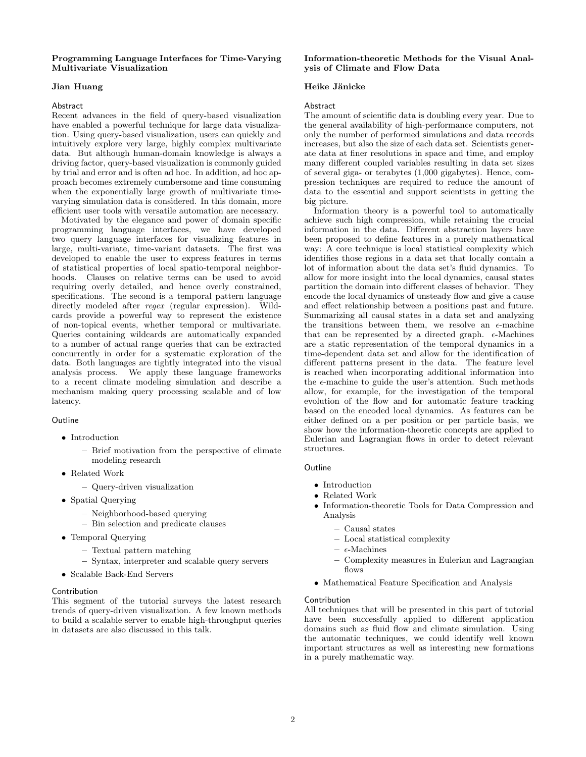### Programming Language Interfaces for Time-Varying Multivariate Visualization

**Jian Huang**

#### Abstract

Recent advances in the field of query-based visualization have enabled a powerful technique for large data visualization. Using query-based visualization, users can quickly and intuitively explore very large, highly complex multivariate data. But although human-domain knowledge is always a driving factor, query-based visualization is commonly guided by trial and error and is often ad hoc. In addition, ad hoc approach becomes extremely cumbersome and time consuming when the exponentially large growth of multivariate time-varying simulation data is considered. In this domain, more efficient user tools with versatile automation are necessary.

Motivated by the elegance and power of domain specific programming language interfaces, we have developed two query language interfaces for visualizing features in large, multi-variate, time-variant datasets. The first was developed to enable the user to express features in terms of statistical properties of local spatio-temporal neighborhoods. Clauses on relative terms can be used to avoid requiring overly detailed, and hence overly constrained, specifications. The second is a temporal pattern language directly modeled after *regex* (regular expression). Wildcards provide a powerful way to represent the existence of non-topical events, whether temporal or multivariate. Queries containing wildcards are automatically expanded to a number of actual range queries that can be extracted concurrently in order for a systematic exploration of the data. Both languages are tightly integrated into the visual analysis process. We apply these language frameworks to a recent climate modeling simulation and describe a mechanism making query processing scalable and of low latency.

#### Outline

- Introduction
  - Brief motivation from the perspective of climate modeling research
- Related Work
  - Query-driven visualization
- Spatial Querying
  - Neighborhood-based querying
  - Bin selection and predicate clauses
- Temporal Querying
  - Textual pattern matching
  - Syntax, interpreter and scalable query servers
- Scalable Back-End Servers

#### Contribution

This segment of the tutorial surveys the latest research trends of query-driven visualization. A few known methods to build a scalable server to enable high-throughput queries in datasets are also discussed in this talk.

### Information-theoretic Methods for the Visual Analysis of Climate and Flow Data

**Heike Jänicke**

#### Abstract

The amount of scientific data is doubling every year. Due to the general availability of high-performance computers, not only the number of performed simulations and data records increases, but also the size of each data set. Scientists generate data at finer resolutions in space and time, and employ many different coupled variables resulting in data set sizes of several giga- or terabytes (1,000 gigabytes). Hence, compression techniques are required to reduce the amount of data to the essential and support scientists in getting the big picture.

Information theory is a powerful tool to automatically achieve such high compression, while retaining the crucial information in the data. Different abstraction layers have been proposed to define features in a purely mathematical way: A core technique is local statistical complexity which identifies those regions in a data set that locally contain a lot of information about the data set's fluid dynamics. To allow for more insight into the local dynamics, causal states partition the domain into different classes of behavior. They encode the local dynamics of unsteady flow and give a cause and effect relationship between a positions past and future. Summarizing all causal states in a data set and analyzing the transitions between them, we resolve an $\epsilon$-machine that can be represented by a directed graph. $\epsilon$-Machines are a static representation of the temporal dynamics in a time-dependent data set and allow for the identification of different patterns present in the data. The feature level is reached when incorporating additional information into the $\epsilon$-machine to guide the user's attention. Such methods allow, for example, for the investigation of the temporal evolution of the flow and for automatic feature tracking based on the encoded local dynamics. As features can be either defined on a per position or per particle basis, we show how the information-theoretic concepts are applied to Eulerian and Lagrangian flows in order to detect relevant structures.

#### Outline

- Introduction
- Related Work
- Information-theoretic Tools for Data Compression and Analysis
  - Causal states
  - Local statistical complexity
  - $\epsilon$-Machines
  - Complexity measures in Eulerian and Lagrangian flows
- Mathematical Feature Specification and Analysis

#### Contribution

All techniques that will be presented in this part of tutorial have been successfully applied to different application domains such as fluid flow and climate simulation. Using the automatic techniques, we could identify well known important structures as well as interesting new formations in a purely mathematic way.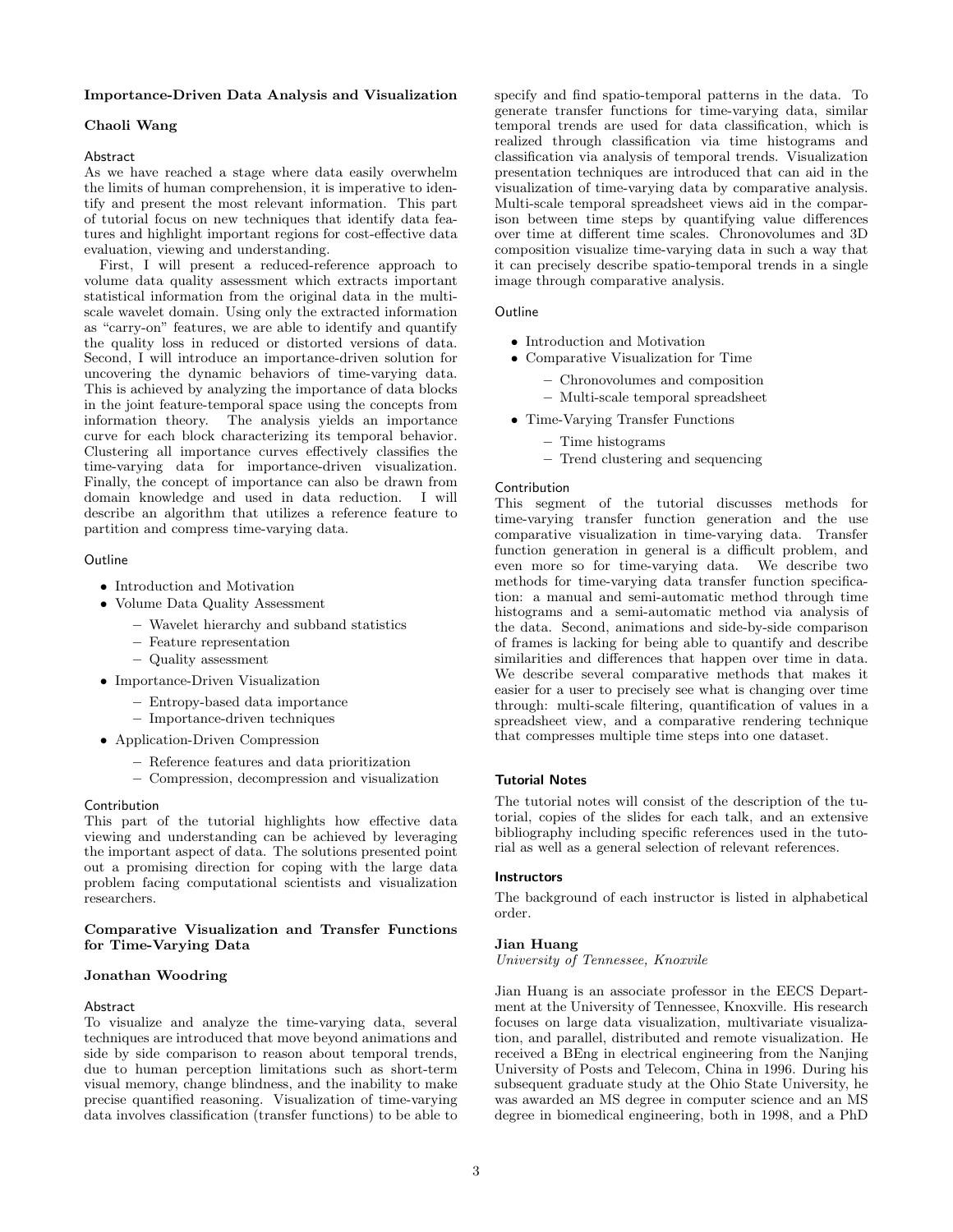### Importance-Driven Data Analysis and Visualization

**Chaoli Wang**

#### Abstract

As we have reached a stage where data easily overwhelm the limits of human comprehension, it is imperative to identify and present the most relevant information. This part of tutorial focus on new techniques that identify data features and highlight important regions for cost-effective data evaluation, viewing and understanding.

First, I will present a reduced-reference approach to volume data quality assessment which extracts important statistical information from the original data in the multi-scale wavelet domain. Using only the extracted information as "carry-on" features, we are able to identify and quantify the quality loss in reduced or distorted versions of data. Second, I will introduce an importance-driven solution for uncovering the dynamic behaviors of time-varying data. This is achieved by analyzing the importance of data blocks in the joint feature-temporal space using the concepts from information theory. The analysis yields an importance curve for each block characterizing its temporal behavior. Clustering all importance curves effectively classifies the time-varying data for importance-driven visualization. Finally, the concept of importance can also be drawn from domain knowledge and used in data reduction. I will describe an algorithm that utilizes a reference feature to partition and compress time-varying data.

#### Outline

- Introduction and Motivation
- Volume Data Quality Assessment
  - Wavelet hierarchy and subband statistics
  - Feature representation
  - Quality assessment
- Importance-Driven Visualization
  - Entropy-based data importance
  - Importance-driven techniques
- Application-Driven Compression
  - Reference features and data prioritization
  - Compression, decompression and visualization

#### Contribution

This part of the tutorial highlights how effective data viewing and understanding can be achieved by leveraging the important aspect of data. The solutions presented point out a promising direction for coping with the large data problem facing computational scientists and visualization researchers.

### Comparative Visualization and Transfer Functions for Time-Varying Data

**Jonathan Woodring**

#### Abstract

To visualize and analyze the time-varying data, several techniques are introduced that move beyond animations and side by side comparison to reason about temporal trends, due to human perception limitations such as short-term visual memory, change blindness, and the inability to make precise quantified reasoning. Visualization of time-varying data involves classification (transfer functions) to be able to specify and find spatio-temporal patterns in the data. To generate transfer functions for time-varying data, similar temporal trends are used for data classification, which is realized through classification via time histograms and classification via analysis of temporal trends. Visualization presentation techniques are introduced that can aid in the visualization of time-varying data by comparative analysis. Multi-scale temporal spreadsheet views aid in the comparison between time steps by quantifying value differences over time at different time scales. Chronovolumes and 3D composition visualize time-varying data in such a way that it can precisely describe spatio-temporal trends in a single image through comparative analysis.

#### Outline

- Introduction and Motivation
- Comparative Visualization for Time
  - Chronovolumes and composition
  - Multi-scale temporal spreadsheet
- Time-Varying Transfer Functions
  - Time histograms
  - Trend clustering and sequencing

#### Contribution

This segment of the tutorial discusses methods for time-varying transfer function generation and the use comparative visualization in time-varying data. Transfer function generation in general is a difficult problem, and even more so for time-varying data. We describe two methods for time-varying data transfer function specification: a manual and semi-automatic method through time histograms and a semi-automatic method via analysis of the data. Second, animations and side-by-side comparison of frames is lacking for being able to quantify and describe similarities and differences that happen over time in data. We describe several comparative methods that makes it easier for a user to precisely see what is changing over time through: multi-scale filtering, quantification of values in a spreadsheet view, and a comparative rendering technique that compresses multiple time steps into one dataset.

## Tutorial Notes

The tutorial notes will consist of the description of the tutorial, copies of the slides for each talk, and an extensive bibliography including specific references used in the tutorial as well as a general selection of relevant references.

## Instructors

The background of each instructor is listed in alphabetical order.

**Jian Huang**
*University of Tennessee, Knoxvile*

Jian Huang is an associate professor in the EECS Department at the University of Tennessee, Knoxville. His research focuses on large data visualization, multivariate visualization, and parallel, distributed and remote visualization. He received a BEng in electrical engineering from the Nanjing University of Posts and Telecom, China in 1996. During his subsequent graduate study at the Ohio State University, he was awarded an MS degree in computer science and an MS degree in biomedical engineering, both in 1998, and a PhD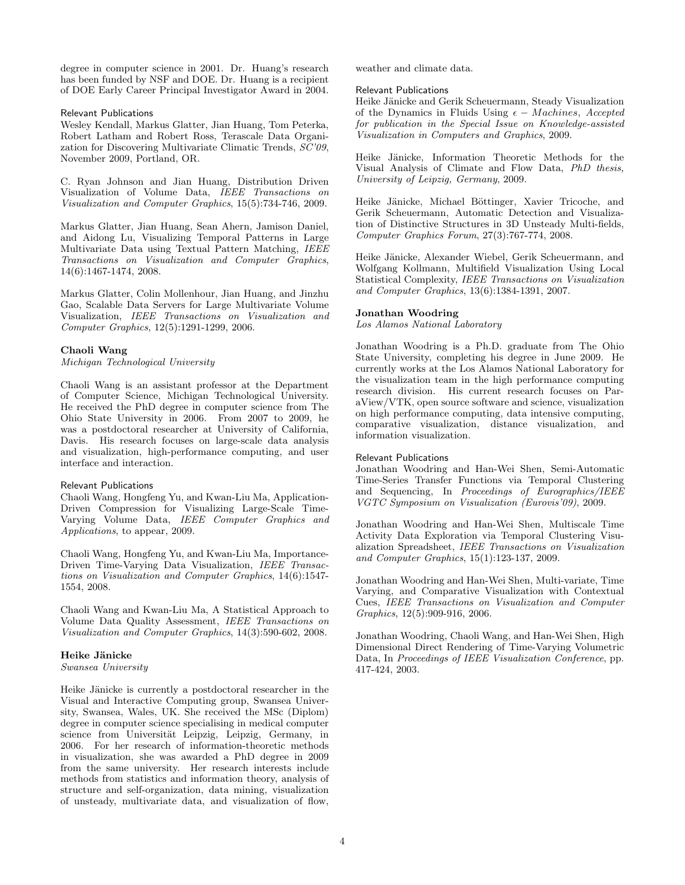degree in computer science in 2001. Dr. Huang's research has been funded by NSF and DOE. Dr. Huang is a recipient of DOE Early Career Principal Investigator Award in 2004.

#### Relevant Publications

Wesley Kendall, Markus Glatter, Jian Huang, Tom Peterka, Robert Latham and Robert Ross, Terascale Data Organization for Discovering Multivariate Climatic Trends, *SC'09*, November 2009, Portland, OR.

C. Ryan Johnson and Jian Huang, Distribution Driven Visualization of Volume Data, *IEEE Transactions on Visualization and Computer Graphics*, 15(5):734-746, 2009.

Markus Glatter, Jian Huang, Sean Ahern, Jamison Daniel, and Aidong Lu, Visualizing Temporal Patterns in Large Multivariate Data using Textual Pattern Matching, *IEEE Transactions on Visualization and Computer Graphics*, 14(6):1467-1474, 2008.

Markus Glatter, Colin Mollenhour, Jian Huang, and Jinzhu Gao, Scalable Data Servers for Large Multivariate Volume Visualization, *IEEE Transactions on Visualization and Computer Graphics*, 12(5):1291-1299, 2006.

### Chaoli Wang

*Michigan Technological University*

Chaoli Wang is an assistant professor at the Department of Computer Science, Michigan Technological University. He received the PhD degree in computer science from The Ohio State University in 2006. From 2007 to 2009, he was a postdoctoral researcher at University of California, Davis. His research focuses on large-scale data analysis and visualization, high-performance computing, and user interface and interaction.

#### Relevant Publications

Chaoli Wang, Hongfeng Yu, and Kwan-Liu Ma, Application-Driven Compression for Visualizing Large-Scale Time-Varying Volume Data, *IEEE Computer Graphics and Applications*, to appear, 2009.

Chaoli Wang, Hongfeng Yu, and Kwan-Liu Ma, Importance-Driven Time-Varying Data Visualization, *IEEE Transactions on Visualization and Computer Graphics*, 14(6):1547-1554, 2008.

Chaoli Wang and Kwan-Liu Ma, A Statistical Approach to Volume Data Quality Assessment, *IEEE Transactions on Visualization and Computer Graphics*, 14(3):590-602, 2008.

### Heike Jänicke

*Swansea University*

Heike Jänicke is currently a postdoctoral researcher in the Visual and Interactive Computing group, Swansea University, Swansea, Wales, UK. She received the MSc (Diplom) degree in computer science specialising in medical computer science from Universität Leipzig, Leipzig, Germany, in 2006. For her research of information-theoretic methods in visualization, she was awarded a PhD degree in 2009 from the same university. Her research interests include methods from statistics and information theory, analysis of structure and self-organization, data mining, visualization of unsteady, multivariate data, and visualization of flow, weather and climate data.

#### Relevant Publications

Heike Jänicke and Gerik Scheuermann, Steady Visualization of the Dynamics in Fluids Using $\epsilon - Machines$, *Accepted for publication in the Special Issue on Knowledge-assisted Visualization in Computers and Graphics*, 2009.

Heike Jänicke, Information Theoretic Methods for the Visual Analysis of Climate and Flow Data, *PhD thesis, University of Leipzig, Germany*, 2009.

Heike Jänicke, Michael Böttinger, Xavier Tricoche, and Gerik Scheuermann, Automatic Detection and Visualization of Distinctive Structures in 3D Unsteady Multi-fields, *Computer Graphics Forum*, 27(3):767-774, 2008.

Heike Jänicke, Alexander Wiebel, Gerik Scheuermann, and Wolfgang Kollmann, Multifield Visualization Using Local Statistical Complexity, *IEEE Transactions on Visualization and Computer Graphics*, 13(6):1384-1391, 2007.

### Jonathan Woodring

*Los Alamos National Laboratory*

Jonathan Woodring is a Ph.D. graduate from The Ohio State University, completing his degree in June 2009. He currently works at the Los Alamos National Laboratory for the visualization team in the high performance computing research division. His current research focuses on ParaView/VTK, open source software and science, visualization on high performance computing, data intensive computing, comparative visualization, distance visualization, and information visualization.

#### Relevant Publications

Jonathan Woodring and Han-Wei Shen, Semi-Automatic Time-Series Transfer Functions via Temporal Clustering and Sequencing, In *Proceedings of Eurographics/IEEE VGTC Symposium on Visualization (Eurovis'09)*, 2009.

Jonathan Woodring and Han-Wei Shen, Multiscale Time Activity Data Exploration via Temporal Clustering Visualization Spreadsheet, *IEEE Transactions on Visualization and Computer Graphics*, 15(1):123-137, 2009.

Jonathan Woodring and Han-Wei Shen, Multi-variate, Time Varying, and Comparative Visualization with Contextual Cues, *IEEE Transactions on Visualization and Computer Graphics*, 12(5):909-916, 2006.

Jonathan Woodring, Chaoli Wang, and Han-Wei Shen, High Dimensional Direct Rendering of Time-Varying Volumetric Data, In *Proceedings of IEEE Visualization Conference*, pp. 417-424, 2003.